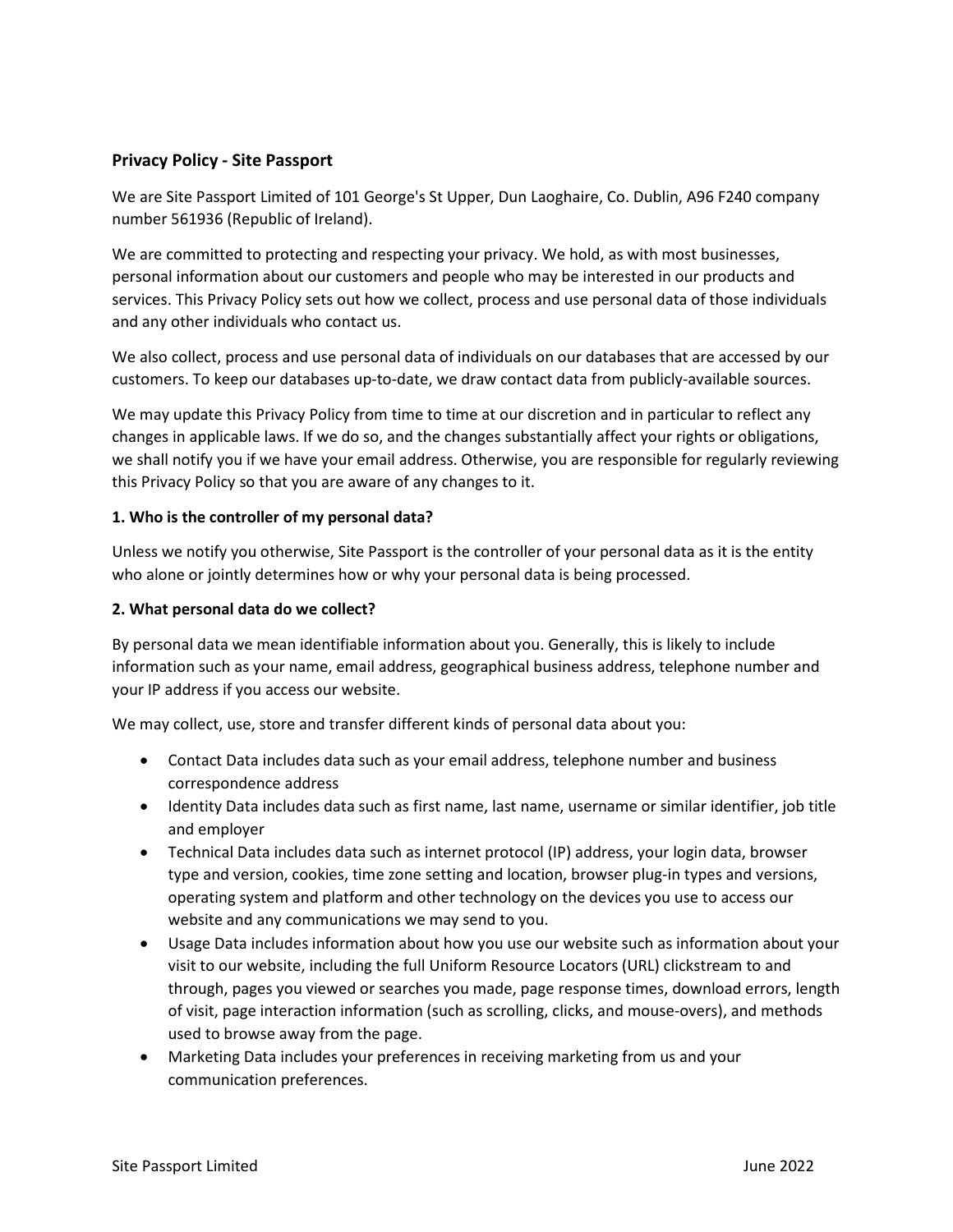# Privacy Policy - Site Passport

We are Site Passport Limited of 101 George's St Upper, Dun Laoghaire, Co. Dublin, A96 F240 company number 561936 (Republic of Ireland).

We are committed to protecting and respecting your privacy. We hold, as with most businesses, personal information about our customers and people who may be interested in our products and services. This Privacy Policy sets out how we collect, process and use personal data of those individuals and any other individuals who contact us.

We also collect, process and use personal data of individuals on our databases that are accessed by our customers. To keep our databases up-to-date, we draw contact data from publicly-available sources.

We may update this Privacy Policy from time to time at our discretion and in particular to reflect any changes in applicable laws. If we do so, and the changes substantially affect your rights or obligations, we shall notify you if we have your email address. Otherwise, you are responsible for regularly reviewing this Privacy Policy so that you are aware of any changes to it.

## 1. Who is the controller of my personal data?

Unless we notify you otherwise, Site Passport is the controller of your personal data as it is the entity who alone or jointly determines how or why your personal data is being processed.

## 2. What personal data do we collect?

By personal data we mean identifiable information about you. Generally, this is likely to include information such as your name, email address, geographical business address, telephone number and your IP address if you access our website.

We may collect, use, store and transfer different kinds of personal data about you:

- Contact Data includes data such as your email address, telephone number and business correspondence address
- Identity Data includes data such as first name, last name, username or similar identifier, job title and employer
- Technical Data includes data such as internet protocol (IP) address, your login data, browser type and version, cookies, time zone setting and location, browser plug-in types and versions, operating system and platform and other technology on the devices you use to access our website and any communications we may send to you.
- Usage Data includes information about how you use our website such as information about your visit to our website, including the full Uniform Resource Locators (URL) clickstream to and through, pages you viewed or searches you made, page response times, download errors, length of visit, page interaction information (such as scrolling, clicks, and mouse-overs), and methods used to browse away from the page.
- Marketing Data includes your preferences in receiving marketing from us and your communication preferences.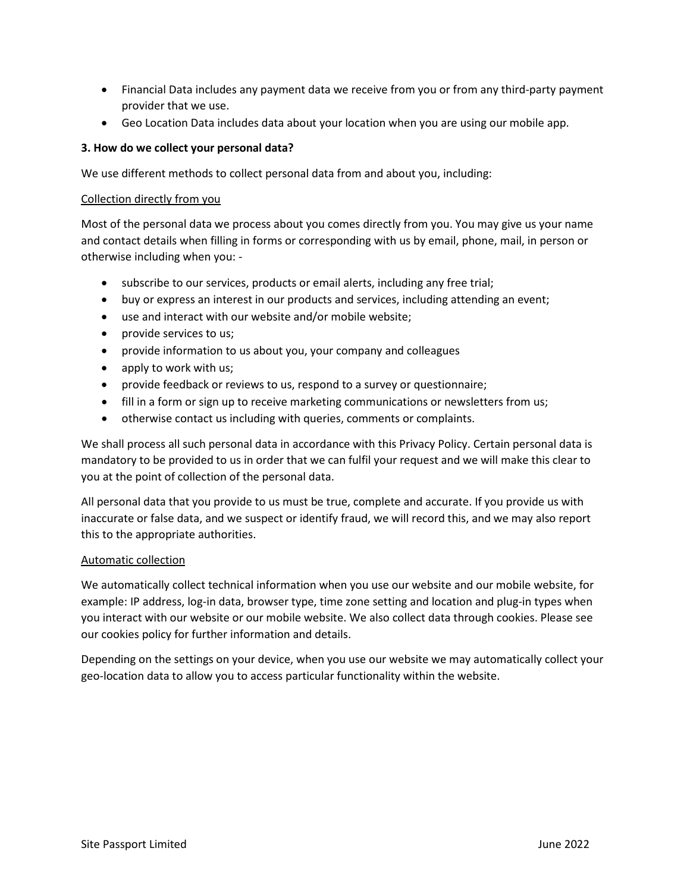- Financial Data includes any payment data we receive from you or from any third-party payment provider that we use.
- Geo Location Data includes data about your location when you are using our mobile app.

**3. How do we collect your personal data?**

We use different methods to collect personal data from and about you, including:

<u>Collection directly from you</u>

Most of the personal data we process about you comes directly from you. You may give us your name and contact details when filling in forms or corresponding with us by email, phone, mail, in person or otherwise including when you: -

- subscribe to our services, products or email alerts, including any free trial;
- buy or express an interest in our products and services, including attending an event;
- use and interact with our website and/or mobile website;
- provide services to us;
- provide information to us about you, your company and colleagues
- apply to work with us;
- provide feedback or reviews to us, respond to a survey or questionnaire;
- fill in a form or sign up to receive marketing communications or newsletters from us;
- otherwise contact us including with queries, comments or complaints.

We shall process all such personal data in accordance with this Privacy Policy. Certain personal data is mandatory to be provided to us in order that we can fulfil your request and we will make this clear to you at the point of collection of the personal data.

All personal data that you provide to us must be true, complete and accurate. If you provide us with inaccurate or false data, and we suspect or identify fraud, we will record this, and we may also report this to the appropriate authorities.

<u>Automatic collection</u>

We automatically collect technical information when you use our website and our mobile website, for example: IP address, log-in data, browser type, time zone setting and location and plug-in types when you interact with our website or our mobile website. We also collect data through cookies. Please see our cookies policy for further information and details.

Depending on the settings on your device, when you use our website we may automatically collect your geo-location data to allow you to access particular functionality within the website.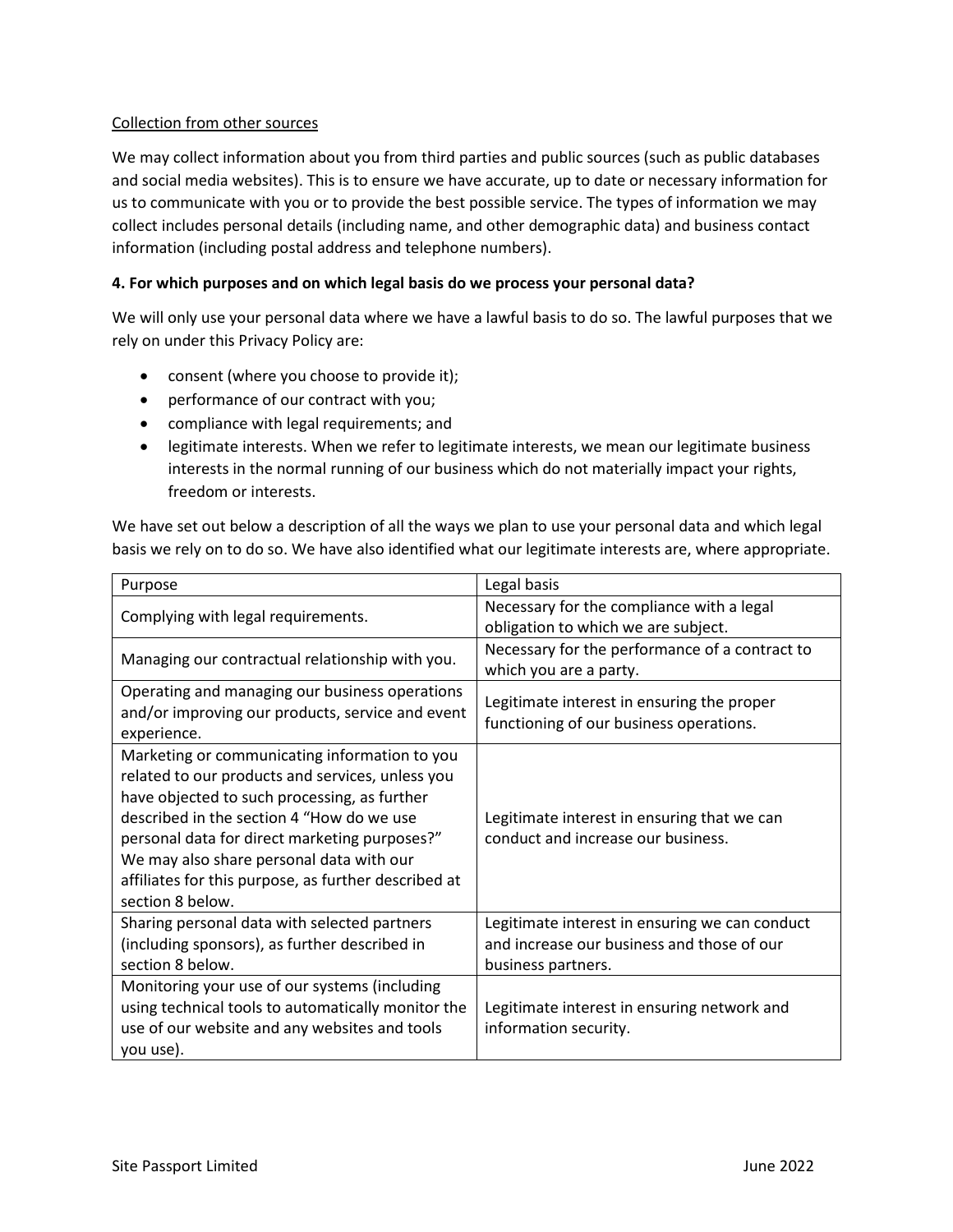Collection from other sources

We may collect information about you from third parties and public sources (such as public databases and social media websites). This is to ensure we have accurate, up to date or necessary information for us to communicate with you or to provide the best possible service. The types of information we may collect includes personal details (including name, and other demographic data) and business contact information (including postal address and telephone numbers).

**4. For which purposes and on which legal basis do we process your personal data?**

We will only use your personal data where we have a lawful basis to do so. The lawful purposes that we rely on under this Privacy Policy are:

- consent (where you choose to provide it);
- performance of our contract with you;
- compliance with legal requirements; and
- legitimate interests. When we refer to legitimate interests, we mean our legitimate business interests in the normal running of our business which do not materially impact your rights, freedom or interests.

We have set out below a description of all the ways we plan to use your personal data and which legal basis we rely on to do so. We have also identified what our legitimate interests are, where appropriate.

| Purpose | Legal basis |
|---|---|
| Complying with legal requirements. | Necessary for the compliance with a legal obligation to which we are subject. |
| Managing our contractual relationship with you. | Necessary for the performance of a contract to which you are a party. |
| Operating and managing our business operations and/or improving our products, service and event experience. | Legitimate interest in ensuring the proper functioning of our business operations. |
| Marketing or communicating information to you related to our products and services, unless you have objected to such processing, as further described in the section 4 "How do we use personal data for direct marketing purposes?" We may also share personal data with our affiliates for this purpose, as further described at section 8 below. | Legitimate interest in ensuring that we can conduct and increase our business. |
| Sharing personal data with selected partners (including sponsors), as further described in section 8 below. | Legitimate interest in ensuring we can conduct and increase our business and those of our business partners. |
| Monitoring your use of our systems (including using technical tools to automatically monitor the use of our website and any websites and tools you use). | Legitimate interest in ensuring network and information security. |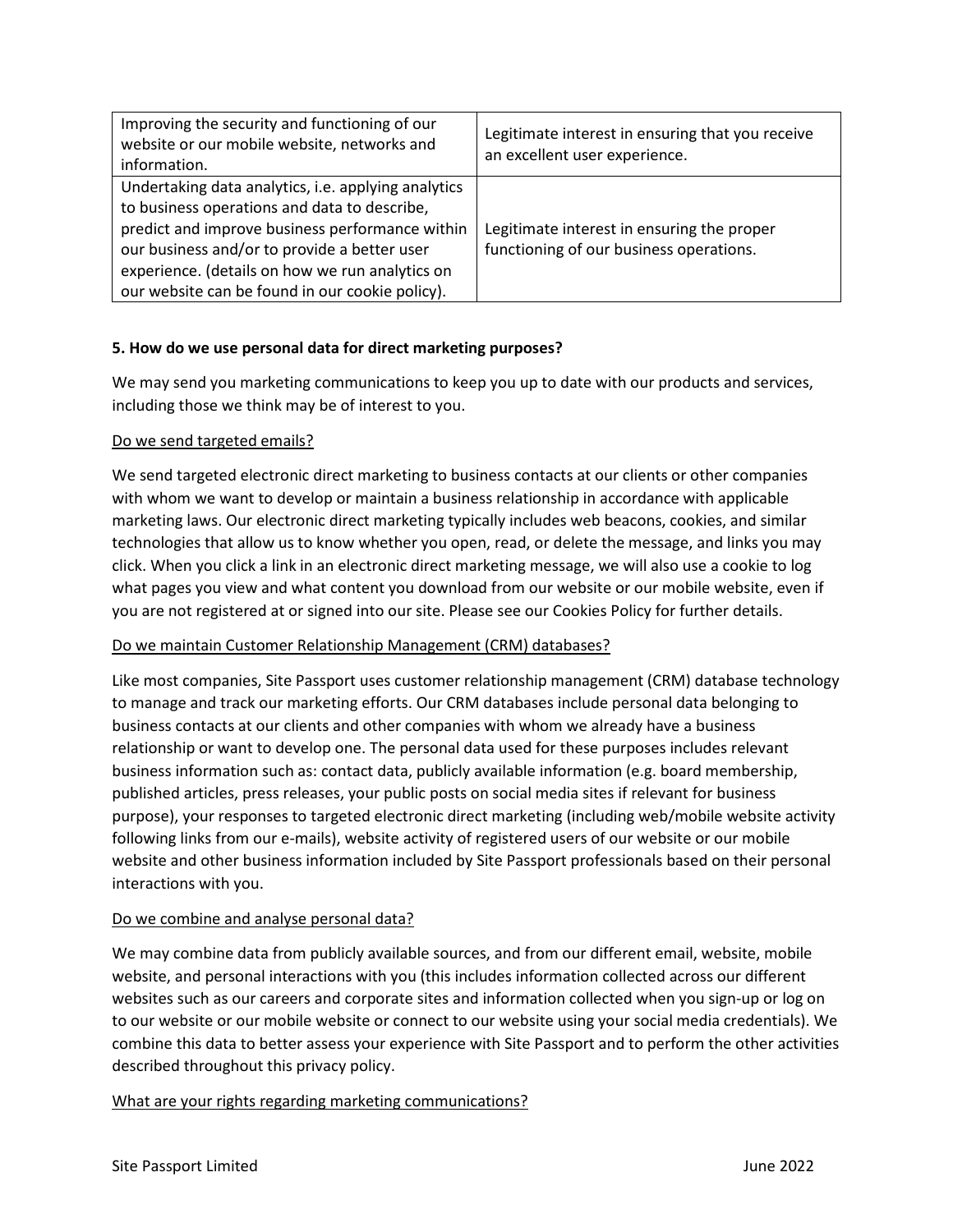| | |
|---|---|
| Improving the security and functioning of our website or our mobile website, networks and information. | Legitimate interest in ensuring that you receive an excellent user experience. |
| Undertaking data analytics, i.e. applying analytics to business operations and data to describe, predict and improve business performance within our business and/or to provide a better user experience. (details on how we run analytics on our website can be found in our cookie policy). | Legitimate interest in ensuring the proper functioning of our business operations. |

**5. How do we use personal data for direct marketing purposes?**

We may send you marketing communications to keep you up to date with our products and services, including those we think may be of interest to you.

Do we send targeted emails?

We send targeted electronic direct marketing to business contacts at our clients or other companies with whom we want to develop or maintain a business relationship in accordance with applicable marketing laws. Our electronic direct marketing typically includes web beacons, cookies, and similar technologies that allow us to know whether you open, read, or delete the message, and links you may click. When you click a link in an electronic direct marketing message, we will also use a cookie to log what pages you view and what content you download from our website or our mobile website, even if you are not registered at or signed into our site. Please see our Cookies Policy for further details.

Do we maintain Customer Relationship Management (CRM) databases?

Like most companies, Site Passport uses customer relationship management (CRM) database technology to manage and track our marketing efforts. Our CRM databases include personal data belonging to business contacts at our clients and other companies with whom we already have a business relationship or want to develop one. The personal data used for these purposes includes relevant business information such as: contact data, publicly available information (e.g. board membership, published articles, press releases, your public posts on social media sites if relevant for business purpose), your responses to targeted electronic direct marketing (including web/mobile website activity following links from our e-mails), website activity of registered users of our website or our mobile website and other business information included by Site Passport professionals based on their personal interactions with you.

Do we combine and analyse personal data?

We may combine data from publicly available sources, and from our different email, website, mobile website, and personal interactions with you (this includes information collected across our different websites such as our careers and corporate sites and information collected when you sign-up or log on to our website or our mobile website or connect to our website using your social media credentials). We combine this data to better assess your experience with Site Passport and to perform the other activities described throughout this privacy policy.

What are your rights regarding marketing communications?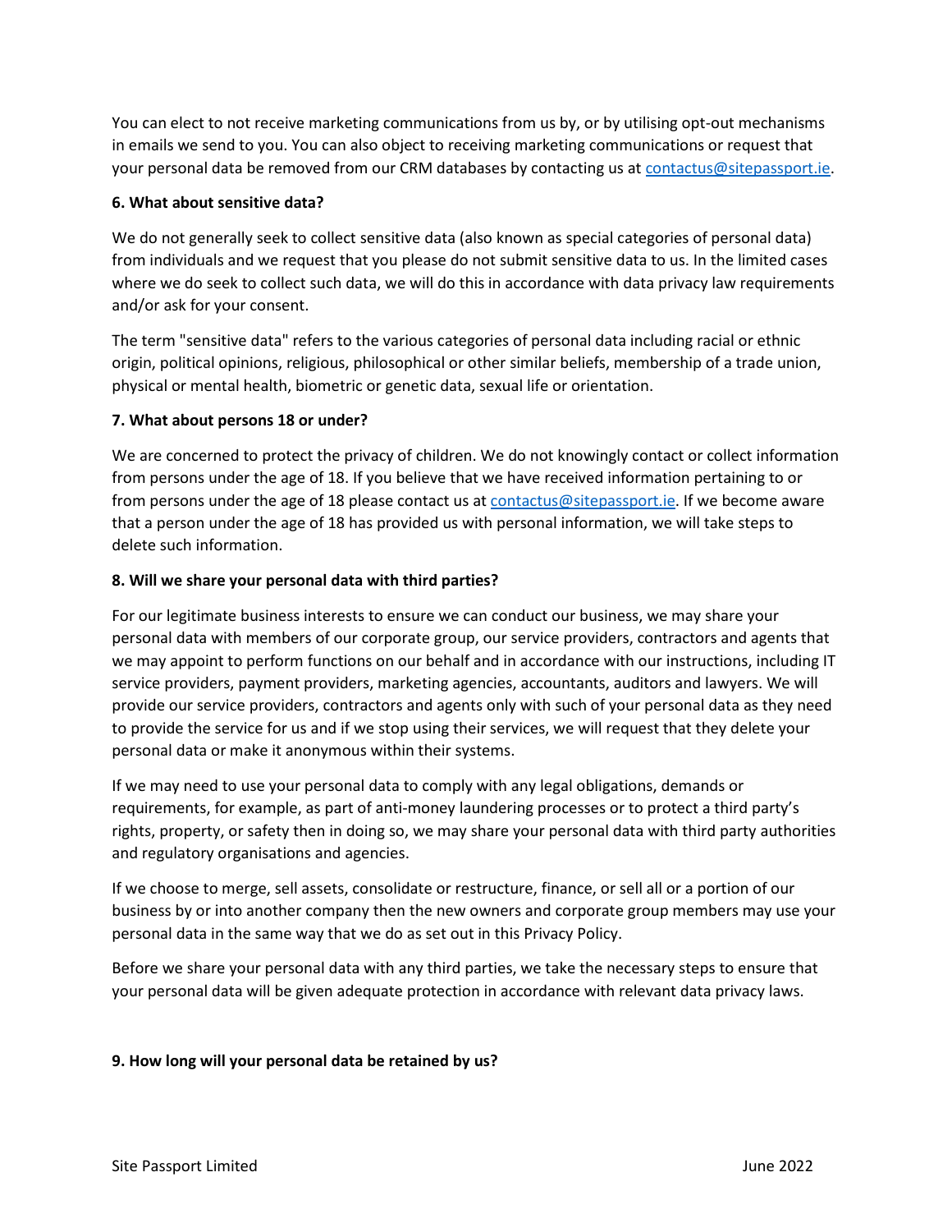You can elect to not receive marketing communications from us by, or by utilising opt-out mechanisms in emails we send to you. You can also object to receiving marketing communications or request that your personal data be removed from our CRM databases by contacting us at contactus@sitepassport.ie.

**6. What about sensitive data?**

We do not generally seek to collect sensitive data (also known as special categories of personal data) from individuals and we request that you please do not submit sensitive data to us. In the limited cases where we do seek to collect such data, we will do this in accordance with data privacy law requirements and/or ask for your consent.

The term "sensitive data" refers to the various categories of personal data including racial or ethnic origin, political opinions, religious, philosophical or other similar beliefs, membership of a trade union, physical or mental health, biometric or genetic data, sexual life or orientation.

**7. What about persons 18 or under?**

We are concerned to protect the privacy of children. We do not knowingly contact or collect information from persons under the age of 18. If you believe that we have received information pertaining to or from persons under the age of 18 please contact us at contactus@sitepassport.ie. If we become aware that a person under the age of 18 has provided us with personal information, we will take steps to delete such information.

**8. Will we share your personal data with third parties?**

For our legitimate business interests to ensure we can conduct our business, we may share your personal data with members of our corporate group, our service providers, contractors and agents that we may appoint to perform functions on our behalf and in accordance with our instructions, including IT service providers, payment providers, marketing agencies, accountants, auditors and lawyers. We will provide our service providers, contractors and agents only with such of your personal data as they need to provide the service for us and if we stop using their services, we will request that they delete your personal data or make it anonymous within their systems.

If we may need to use your personal data to comply with any legal obligations, demands or requirements, for example, as part of anti-money laundering processes or to protect a third party's rights, property, or safety then in doing so, we may share your personal data with third party authorities and regulatory organisations and agencies.

If we choose to merge, sell assets, consolidate or restructure, finance, or sell all or a portion of our business by or into another company then the new owners and corporate group members may use your personal data in the same way that we do as set out in this Privacy Policy.

Before we share your personal data with any third parties, we take the necessary steps to ensure that your personal data will be given adequate protection in accordance with relevant data privacy laws.

**9. How long will your personal data be retained by us?**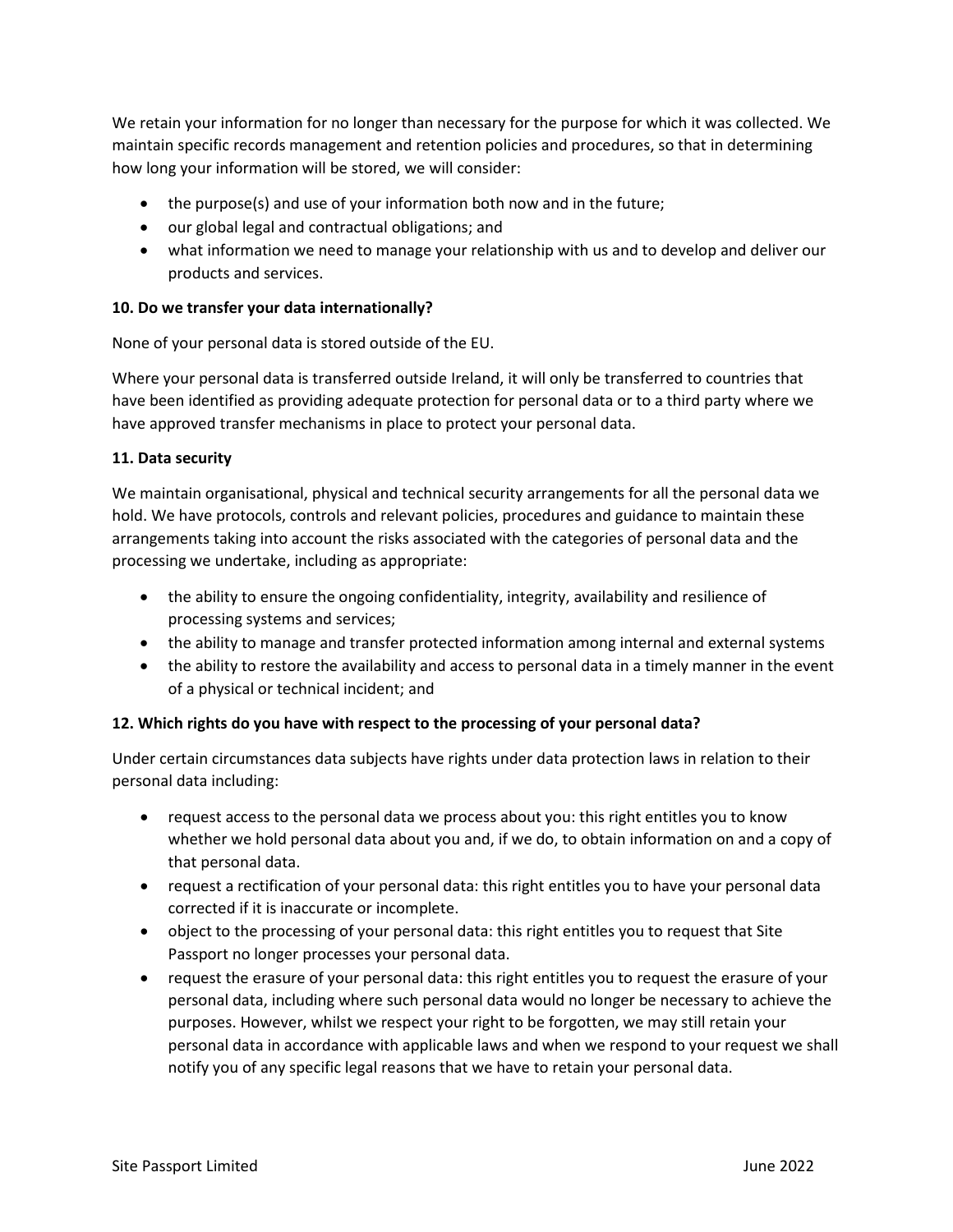We retain your information for no longer than necessary for the purpose for which it was collected. We maintain specific records management and retention policies and procedures, so that in determining how long your information will be stored, we will consider:

- the purpose(s) and use of your information both now and in the future;
- our global legal and contractual obligations; and
- what information we need to manage your relationship with us and to develop and deliver our products and services.

**10. Do we transfer your data internationally?**

None of your personal data is stored outside of the EU.

Where your personal data is transferred outside Ireland, it will only be transferred to countries that have been identified as providing adequate protection for personal data or to a third party where we have approved transfer mechanisms in place to protect your personal data.

**11. Data security**

We maintain organisational, physical and technical security arrangements for all the personal data we hold. We have protocols, controls and relevant policies, procedures and guidance to maintain these arrangements taking into account the risks associated with the categories of personal data and the processing we undertake, including as appropriate:

- the ability to ensure the ongoing confidentiality, integrity, availability and resilience of processing systems and services;
- the ability to manage and transfer protected information among internal and external systems
- the ability to restore the availability and access to personal data in a timely manner in the event of a physical or technical incident; and

**12. Which rights do you have with respect to the processing of your personal data?**

Under certain circumstances data subjects have rights under data protection laws in relation to their personal data including:

- request access to the personal data we process about you: this right entitles you to know whether we hold personal data about you and, if we do, to obtain information on and a copy of that personal data.
- request a rectification of your personal data: this right entitles you to have your personal data corrected if it is inaccurate or incomplete.
- object to the processing of your personal data: this right entitles you to request that Site Passport no longer processes your personal data.
- request the erasure of your personal data: this right entitles you to request the erasure of your personal data, including where such personal data would no longer be necessary to achieve the purposes. However, whilst we respect your right to be forgotten, we may still retain your personal data in accordance with applicable laws and when we respond to your request we shall notify you of any specific legal reasons that we have to retain your personal data.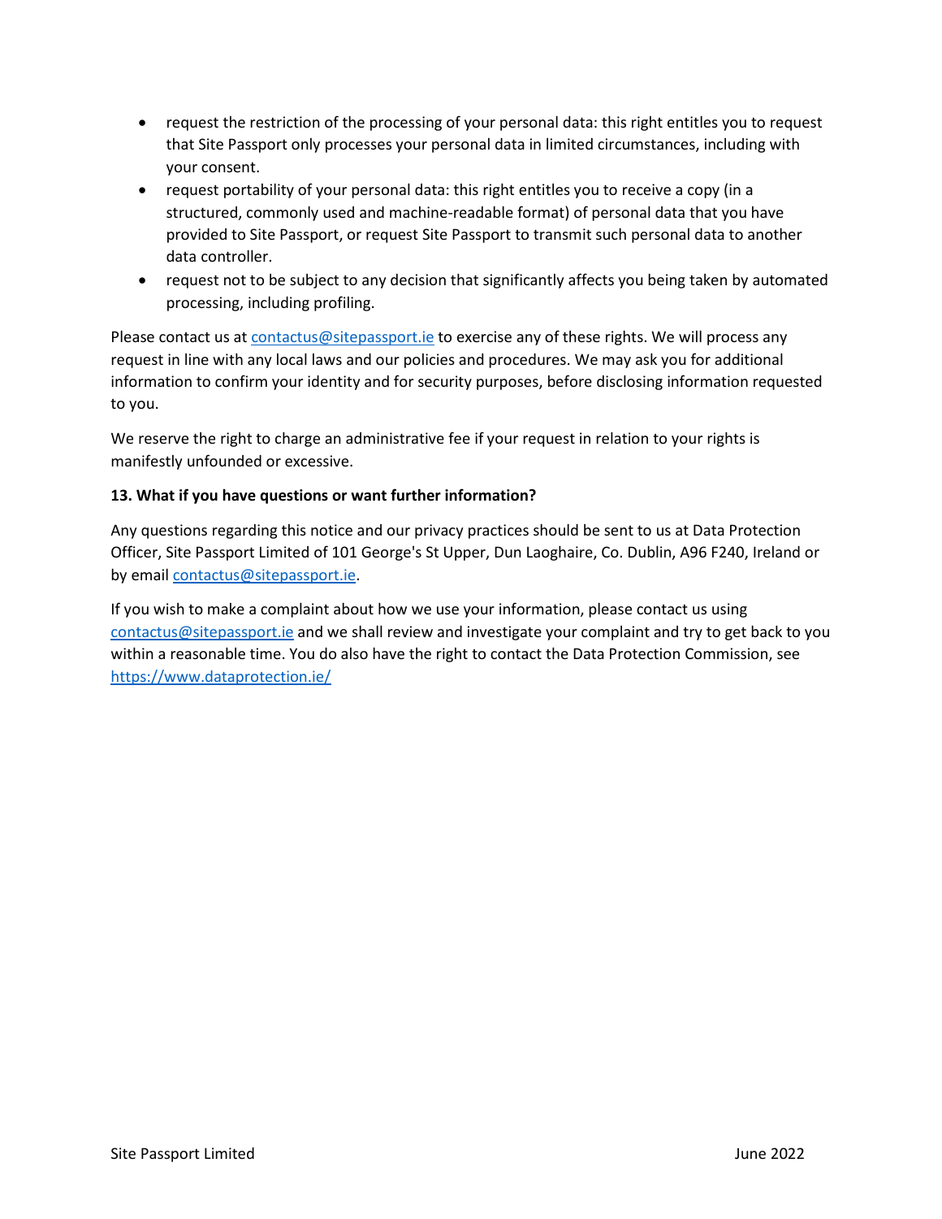- request the restriction of the processing of your personal data: this right entitles you to request that Site Passport only processes your personal data in limited circumstances, including with your consent.
- request portability of your personal data: this right entitles you to receive a copy (in a structured, commonly used and machine-readable format) of personal data that you have provided to Site Passport, or request Site Passport to transmit such personal data to another data controller.
- request not to be subject to any decision that significantly affects you being taken by automated processing, including profiling.

Please contact us at contactus@sitepassport.ie to exercise any of these rights. We will process any request in line with any local laws and our policies and procedures. We may ask you for additional information to confirm your identity and for security purposes, before disclosing information requested to you.

We reserve the right to charge an administrative fee if your request in relation to your rights is manifestly unfounded or excessive.

**13. What if you have questions or want further information?**

Any questions regarding this notice and our privacy practices should be sent to us at Data Protection Officer, Site Passport Limited of 101 George's St Upper, Dun Laoghaire, Co. Dublin, A96 F240, Ireland or by email contactus@sitepassport.ie.

If you wish to make a complaint about how we use your information, please contact us using contactus@sitepassport.ie and we shall review and investigate your complaint and try to get back to you within a reasonable time. You do also have the right to contact the Data Protection Commission, see https://www.dataprotection.ie/